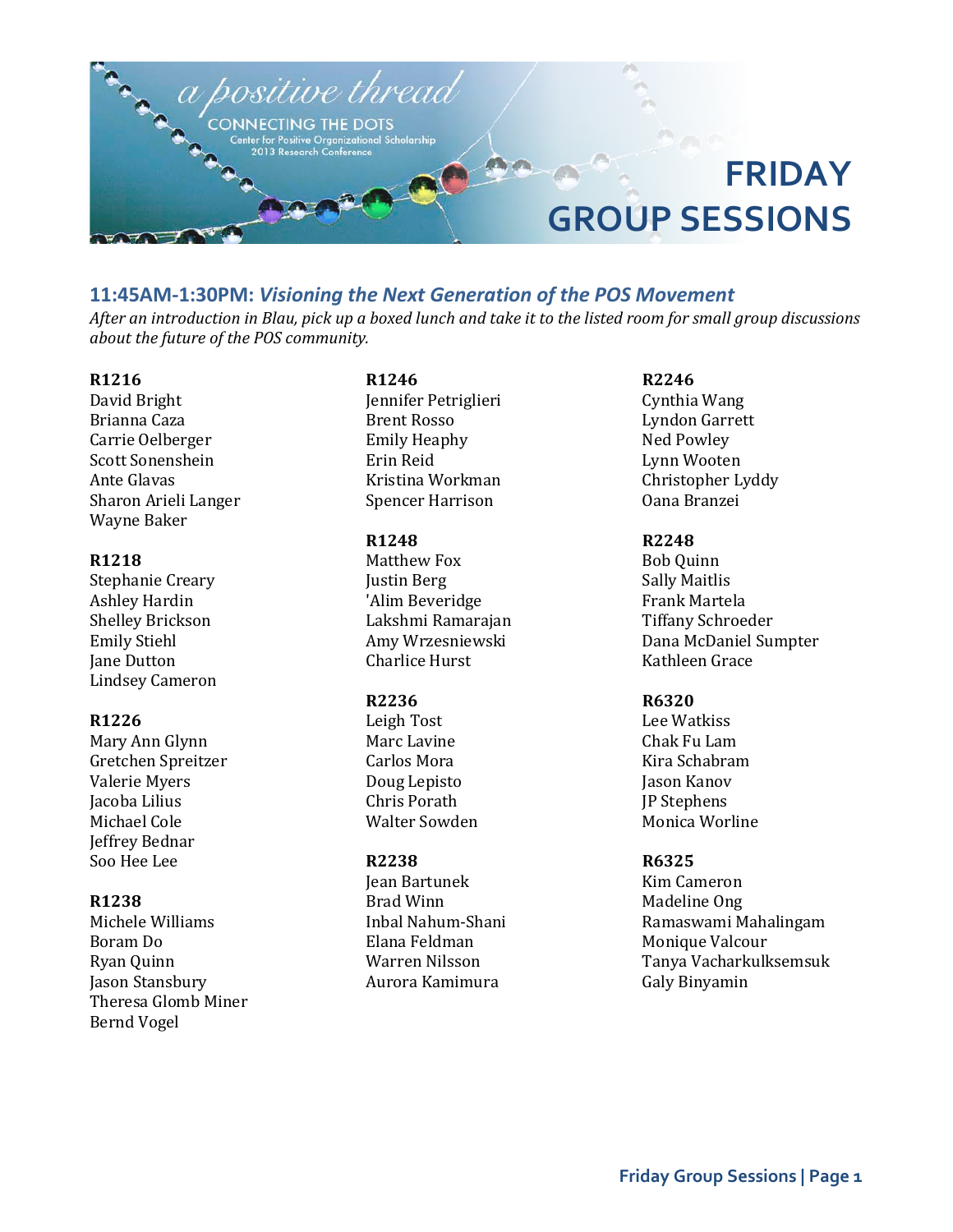a positive thread

CONNECTING THE DOTS

Center for Positive Organizational Scholarship
2013 Research Conference

# FRIDAY GROUP SESSIONS

## 11:45AM-1:30PM: *Visioning the Next Generation of the POS Movement*

*After an introduction in Blau, pick up a boxed lunch and take it to the listed room for small group discussions about the future of the POS community.*

**R1216**
David Bright
Brianna Caza
Carrie Oelberger
Scott Sonenshein
Ante Glavas
Sharon Arieli Langer
Wayne Baker

**R1218**
Stephanie Creary
Ashley Hardin
Shelley Brickson
Emily Stiehl
Jane Dutton
Lindsey Cameron

**R1226**
Mary Ann Glynn
Gretchen Spreitzer
Valerie Myers
Jacoba Lilius
Michael Cole
Jeffrey Bednar
Soo Hee Lee

**R1238**
Michele Williams
Boram Do
Ryan Quinn
Jason Stansbury
Theresa Glomb Miner
Bernd Vogel

**R1246**
Jennifer Petriglieri
Brent Rosso
Emily Heaphy
Erin Reid
Kristina Workman
Spencer Harrison

**R1248**
Matthew Fox
Justin Berg
'Alim Beveridge
Lakshmi Ramarajan
Amy Wrzesniewski
Charlice Hurst

**R2236**
Leigh Tost
Marc Lavine
Carlos Mora
Doug Lepisto
Chris Porath
Walter Sowden

**R2238**
Jean Bartunek
Brad Winn
Inbal Nahum-Shani
Elana Feldman
Warren Nilsson
Aurora Kamimura

**R2246**
Cynthia Wang
Lyndon Garrett
Ned Powley
Lynn Wooten
Christopher Lyddy
Oana Branzei

**R2248**
Bob Quinn
Sally Maitlis
Frank Martela
Tiffany Schroeder
Dana McDaniel Sumpter
Kathleen Grace

**R6320**
Lee Watkiss
Chak Fu Lam
Kira Schabram
Jason Kanov
JP Stephens
Monica Worline

**R6325**
Kim Cameron
Madeline Ong
Ramaswami Mahalingam
Monique Valcour
Tanya Vacharkulksemsuk
Galy Binyamin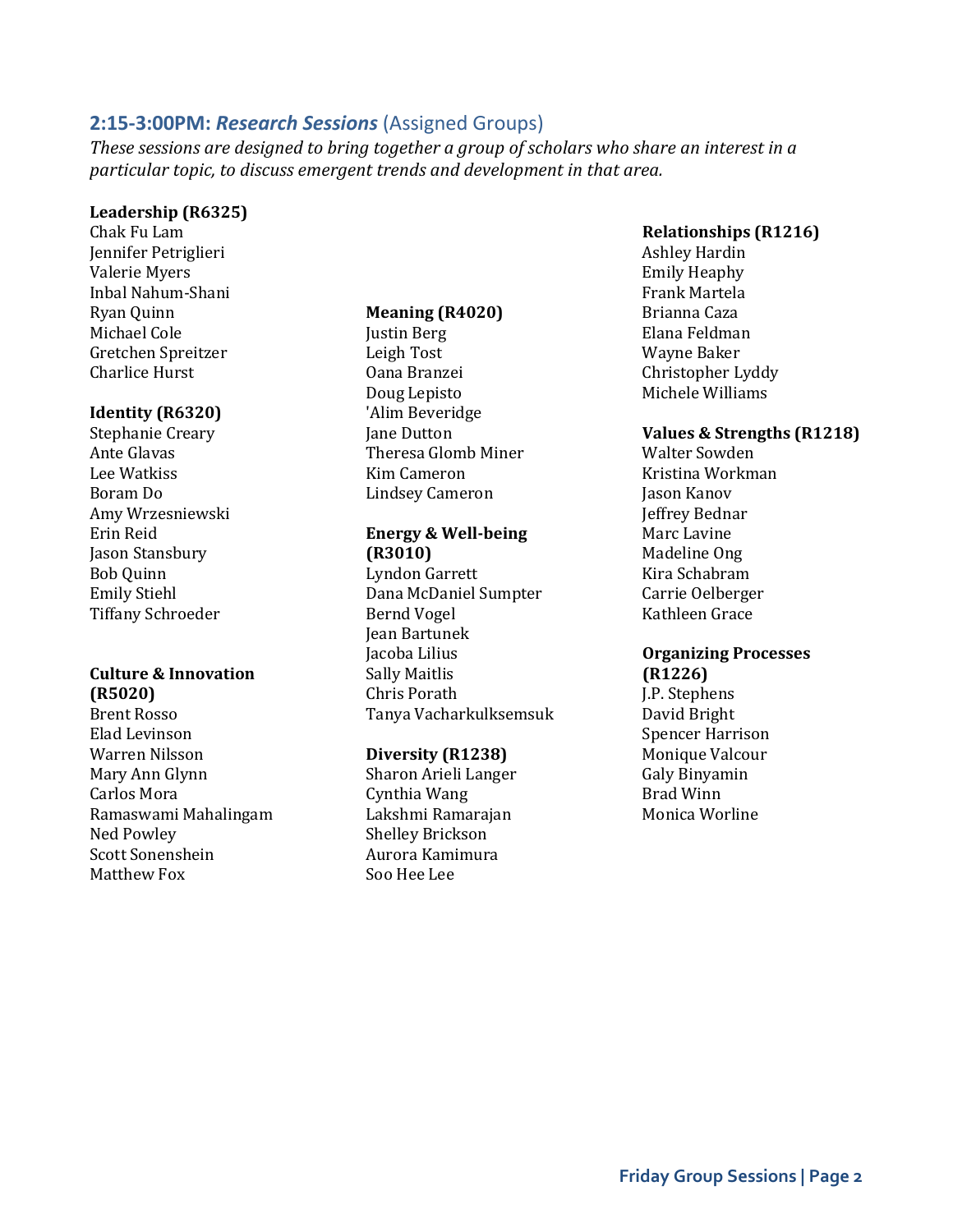## 2:15-3:00PM: *Research Sessions* (Assigned Groups)

*These sessions are designed to bring together a group of scholars who share an interest in a particular topic, to discuss emergent trends and development in that area.*

**Leadership (R6325)**
Chak Fu Lam
Jennifer Petriglieri
Valerie Myers
Inbal Nahum-Shani
Ryan Quinn
Michael Cole
Gretchen Spreitzer
Charlice Hurst

**Identity (R6320)**
Stephanie Creary
Ante Glavas
Lee Watkiss
Boram Do
Amy Wrzesniewski
Erin Reid
Jason Stansbury
Bob Quinn
Emily Stiehl
Tiffany Schroeder

**Culture & Innovation (R5020)**
Brent Rosso
Elad Levinson
Warren Nilsson
Mary Ann Glynn
Carlos Mora
Ramaswami Mahalingam
Ned Powley
Scott Sonenshein
Matthew Fox

**Meaning (R4020)**
Justin Berg
Leigh Tost
Oana Branzei
Doug Lepisto
'Alim Beveridge
Jane Dutton
Theresa Glomb Miner
Kim Cameron
Lindsey Cameron

**Energy & Well-being (R3010)**
Lyndon Garrett
Dana McDaniel Sumpter
Bernd Vogel
Jean Bartunek
Jacoba Lilius
Sally Maitlis
Chris Porath
Tanya Vacharkulksemsuk

**Diversity (R1238)**
Sharon Arieli Langer
Cynthia Wang
Lakshmi Ramarajan
Shelley Brickson
Aurora Kamimura
Soo Hee Lee

**Relationships (R1216)**
Ashley Hardin
Emily Heaphy
Frank Martela
Brianna Caza
Elana Feldman
Wayne Baker
Christopher Lyddy
Michele Williams

**Values & Strengths (R1218)**
Walter Sowden
Kristina Workman
Jason Kanov
Jeffrey Bednar
Marc Lavine
Madeline Ong
Kira Schabram
Carrie Oelberger
Kathleen Grace

**Organizing Processes (R1226)**
J.P. Stephens
David Bright
Spencer Harrison
Monique Valcour
Galy Binyamin
Brad Winn
Monica Worline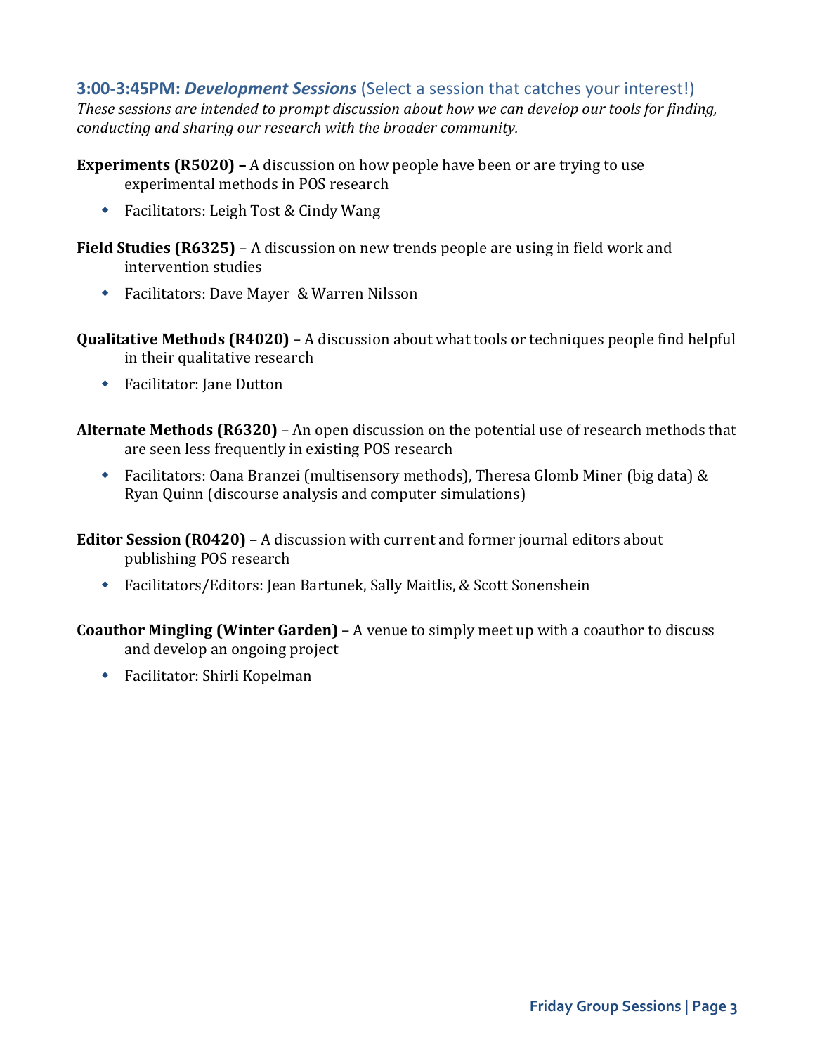## 3:00-3:45PM: *Development Sessions* (Select a session that catches your interest!)

*These sessions are intended to prompt discussion about how we can develop our tools for finding, conducting and sharing our research with the broader community.*

**Experiments (R5020) –** A discussion on how people have been or are trying to use experimental methods in POS research

- Facilitators: Leigh Tost & Cindy Wang

**Field Studies (R6325)** – A discussion on new trends people are using in field work and intervention studies

- Facilitators: Dave Mayer & Warren Nilsson

**Qualitative Methods (R4020)** – A discussion about what tools or techniques people find helpful in their qualitative research

- Facilitator: Jane Dutton

**Alternate Methods (R6320)** – An open discussion on the potential use of research methods that are seen less frequently in existing POS research

- Facilitators: Oana Branzei (multisensory methods), Theresa Glomb Miner (big data) & Ryan Quinn (discourse analysis and computer simulations)

**Editor Session (R0420)** – A discussion with current and former journal editors about publishing POS research

- Facilitators/Editors: Jean Bartunek, Sally Maitlis, & Scott Sonenshein

**Coauthor Mingling (Winter Garden)** – A venue to simply meet up with a coauthor to discuss and develop an ongoing project

- Facilitator: Shirli Kopelman